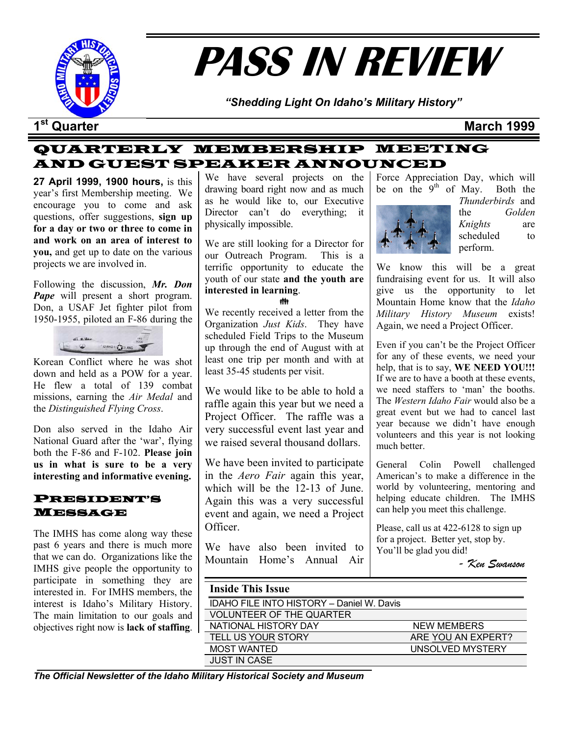# PASS IN REVIEW

*"Shedding Light On Idaho's Military History"*

**1st Quarter** **March 1999**

## QUARTERLY MEMBERSHIP MEETING AND GUEST SPEAKER ANNOUNCED

**27 April 1999, 1900 hours,** is this year's first Membership meeting. We encourage you to come and ask questions, offer suggestions, **sign up for a day or two or three to come in and work on an area of interest to you,** and get up to date on the various projects we are involved in.

Following the discussion, ***Mr. Don Pape*** will present a short program. Don, a USAF Jet fighter pilot from 1950-1955, piloted an F-86 during the Korean Conflict where he was shot down and held as a POW for a year. He flew a total of 139 combat missions, earning the *Air Medal* and the *Distinguished Flying Cross*.

Don also served in the Idaho Air National Guard after the 'war', flying both the F-86 and F-102. **Please join us in what is sure to be a very interesting and informative evening.**

## PRESIDENT'S MESSAGE

The IMHS has come along way these past 6 years and there is much more that we can do. Organizations like the IMHS give people the opportunity to participate in something they are interested in. For IMHS members, the interest is Idaho's Military History. The main limitation to our goals and objectives right now is **lack of staffing**. We have several projects on the drawing board right now and as much as he would like to, our Executive Director can't do everything; it physically impossible.

We are still looking for a Director for our Outreach Program. This is a terrific opportunity to educate the youth of our state **and the youth are interested in learning**.

We recently received a letter from the Organization *Just Kids*. They have scheduled Field Trips to the Museum up through the end of August with at least one trip per month and with at least 35-45 students per visit.

We would like to be able to hold a raffle again this year but we need a Project Officer. The raffle was a very successful event last year and we raised several thousand dollars.

We have been invited to participate in the *Aero Fair* again this year, which will be the 12-13 of June. Again this was a very successful event and again, we need a Project Officer.

We have also been invited to Mountain Home's Annual Air Force Appreciation Day, which will be on the 9th of May. Both the *Thunderbirds* and the *Golden Knights* are scheduled to perform.

We know this will be a great fundraising event for us. It will also give us the opportunity to let Mountain Home know that the *Idaho Military History Museum* exists! Again, we need a Project Officer.

Even if you can't be the Project Officer for any of these events, we need your help, that is to say, **WE NEED YOU!!!** If we are to have a booth at these events, we need staffers to 'man' the booths. The *Western Idaho Fair* would also be a great event but we had to cancel last year because we didn't have enough volunteers and this year is not looking much better.

General Colin Powell challenged American's to make a difference in the world by volunteering, mentoring and helping educate children. The IMHS can help you meet this challenge.

Please, call us at 422-6128 to sign up for a project. Better yet, stop by. You'll be glad you did!

*- Ken Swanson*

| Inside This Issue | |
|---|---|
| IDAHO FILE INTO HISTORY – Daniel W. Davis | |
| VOLUNTEER OF THE QUARTER | |
| NATIONAL HISTORY DAY | NEW MEMBERS |
| TELL US YOUR STORY | ARE YOU AN EXPERT? |
| MOST WANTED | UNSOLVED MYSTERY |
| JUST IN CASE | |

*The Official Newsletter of the Idaho Military Historical Society and Museum*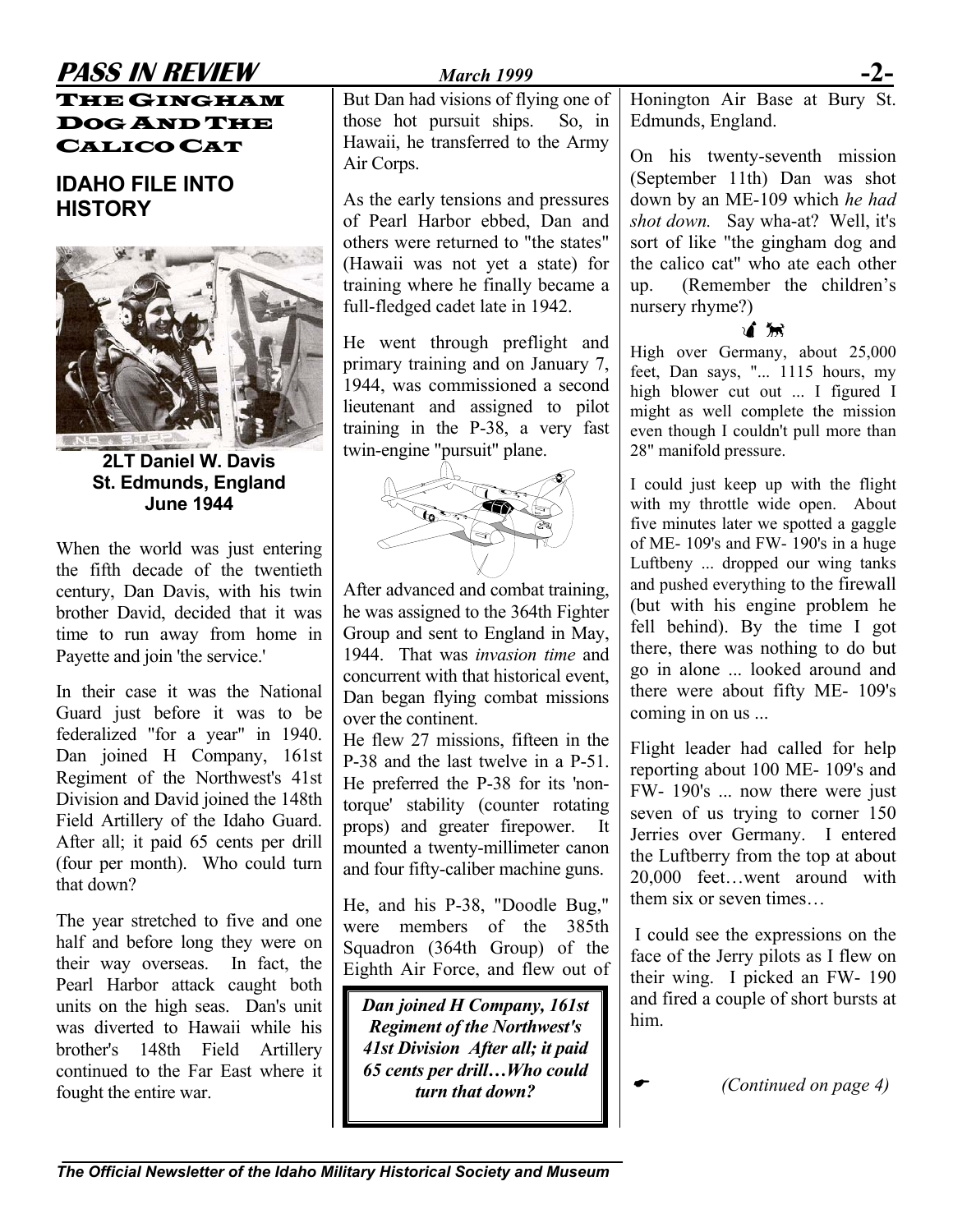# THE GINGHAM DOG AND THE CALICO CAT

## IDAHO FILE INTO HISTORY

**2LT Daniel W. Davis**
**St. Edmunds, England**
**June 1944**

When the world was just entering the fifth decade of the twentieth century, Dan Davis, with his twin brother David, decided that it was time to run away from home in Payette and join 'the service.'

In their case it was the National Guard just before it was to be federalized "for a year" in 1940. Dan joined H Company, 161st Regiment of the Northwest's 41st Division and David joined the 148th Field Artillery of the Idaho Guard. After all; it paid 65 cents per drill (four per month). Who could turn that down?

The year stretched to five and one half and before long they were on their way overseas. In fact, the Pearl Harbor attack caught both units on the high seas. Dan's unit was diverted to Hawaii while his brother's 148th Field Artillery continued to the Far East where it fought the entire war.

But Dan had visions of flying one of those hot pursuit ships. So, in Hawaii, he transferred to the Army Air Corps.

As the early tensions and pressures of Pearl Harbor ebbed, Dan and others were returned to "the states" (Hawaii was not yet a state) for training where he finally became a full-fledged cadet late in 1942.

He went through preflight and primary training and on January 7, 1944, was commissioned a second lieutenant and assigned to pilot training in the P-38, a very fast twin-engine "pursuit" plane.

After advanced and combat training, he was assigned to the 364th Fighter Group and sent to England in May, 1944. That was *invasion time* and concurrent with that historical event, Dan began flying combat missions over the continent.

He flew 27 missions, fifteen in the P-38 and the last twelve in a P-51. He preferred the P-38 for its 'non-torque' stability (counter rotating props) and greater firepower. It mounted a twenty-millimeter canon and four fifty-caliber machine guns.

He, and his P-38, "Doodle Bug," were members of the 385th Squadron (364th Group) of the Eighth Air Force, and flew out of Honington Air Base at Bury St. Edmunds, England.

> ***Dan joined H Company, 161st Regiment of the Northwest's 41st Division After all; it paid 65 cents per drill…Who could turn that down?***

On his twenty-seventh mission (September 11th) Dan was shot down by an ME-109 which *he had shot down.* Say wha-at? Well, it's sort of like "the gingham dog and the calico cat" who ate each other up. (Remember the children's nursery rhyme?)

High over Germany, about 25,000 feet, Dan says, "... 1115 hours, my high blower cut out ... I figured I might as well complete the mission even though I couldn't pull more than 28" manifold pressure.

I could just keep up with the flight with my throttle wide open. About five minutes later we spotted a gaggle of ME- 109's and FW- 190's in a huge Luftbeny ... dropped our wing tanks and pushed everything to the firewall (but with his engine problem he fell behind). By the time I got there, there was nothing to do but go in alone ... looked around and there were about fifty ME- 109's coming in on us ...

Flight leader had called for help reporting about 100 ME- 109's and FW- 190's ... now there were just seven of us trying to corner 150 Jerries over Germany. I entered the Luftberry from the top at about 20,000 feet…went around with them six or seven times…

I could see the expressions on the face of the Jerry pilots as I flew on their wing. I picked an FW- 190 and fired a couple of short bursts at him.

*(Continued on page 4)*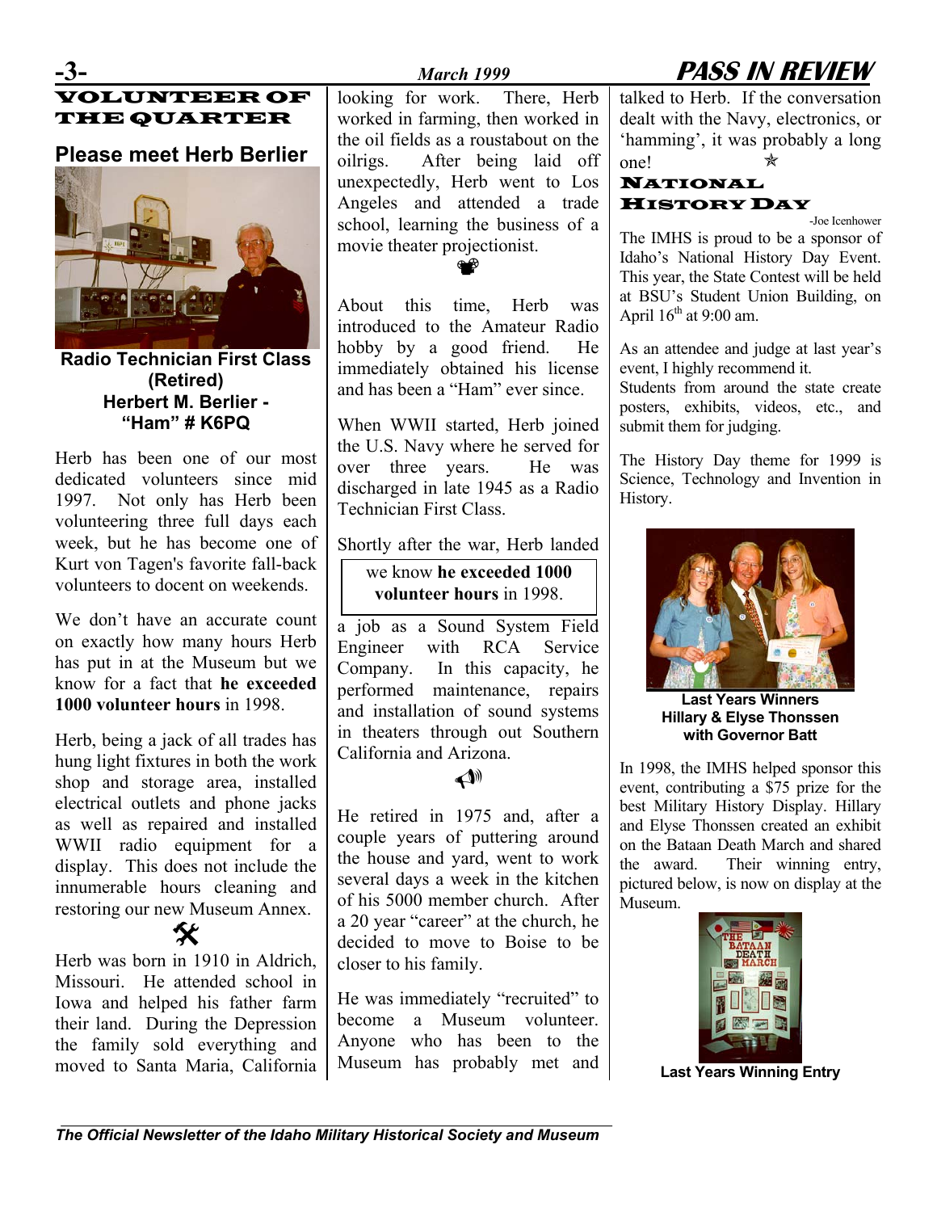## VOLUNTEER OF THE QUARTER

### Please meet Herb Berlier

**Radio Technician First Class (Retired)**
**Herbert M. Berlier - "Ham" # K6PQ**

Herb has been one of our most dedicated volunteers since mid 1997. Not only has Herb been volunteering three full days each week, but he has become one of Kurt von Tagen's favorite fall-back volunteers to docent on weekends.

We don't have an accurate count on exactly how many hours Herb has put in at the Museum but we know for a fact that **he exceeded 1000 volunteer hours** in 1998.

Herb, being a jack of all trades has hung light fixtures in both the work shop and storage area, installed electrical outlets and phone jacks as well as repaired and installed WWII radio equipment for a display. This does not include the innumerable hours cleaning and restoring our new Museum Annex.

Herb was born in 1910 in Aldrich, Missouri. He attended school in Iowa and helped his father farm their land. During the Depression the family sold everything and moved to Santa Maria, California looking for work. There, Herb worked in farming, then worked in the oil fields as a roustabout on the oilrigs. After being laid off unexpectedly, Herb went to Los Angeles and attended a trade school, learning the business of a movie theater projectionist.

About this time, Herb was introduced to the Amateur Radio hobby by a good friend. He immediately obtained his license and has been a "Ham" ever since.

When WWII started, Herb joined the U.S. Navy where he served for over three years. He was discharged in late 1945 as a Radio Technician First Class.

Shortly after the war, Herb landed a job as a Sound System Field Engineer with RCA Service Company. In this capacity, he performed maintenance, repairs and installation of sound systems in theaters through out Southern California and Arizona.

> we know **he exceeded 1000 volunteer hours** in 1998.

He retired in 1975 and, after a couple years of puttering around the house and yard, went to work several days a week in the kitchen of his 5000 member church. After a 20 year "career" at the church, he decided to move to Boise to be closer to his family.

He was immediately "recruited" to become a Museum volunteer. Anyone who has been to the Museum has probably met and talked to Herb. If the conversation dealt with the Navy, electronics, or 'hamming', it was probably a long one! ✯

## NATIONAL HISTORY DAY

-Joe Icenhower

The IMHS is proud to be a sponsor of Idaho's National History Day Event. This year, the State Contest will be held at BSU's Student Union Building, on April 16th at 9:00 am.

As an attendee and judge at last year's event, I highly recommend it.
Students from around the state create posters, exhibits, videos, etc., and submit them for judging.

The History Day theme for 1999 is Science, Technology and Invention in History.

**Last Years Winners Hillary & Elyse Thonssen with Governor Batt**

In 1998, the IMHS helped sponsor this event, contributing a $75 prize for the best Military History Display. Hillary and Elyse Thonssen created an exhibit on the Bataan Death March and shared the award. Their winning entry, pictured below, is now on display at the Museum.

**Last Years Winning Entry**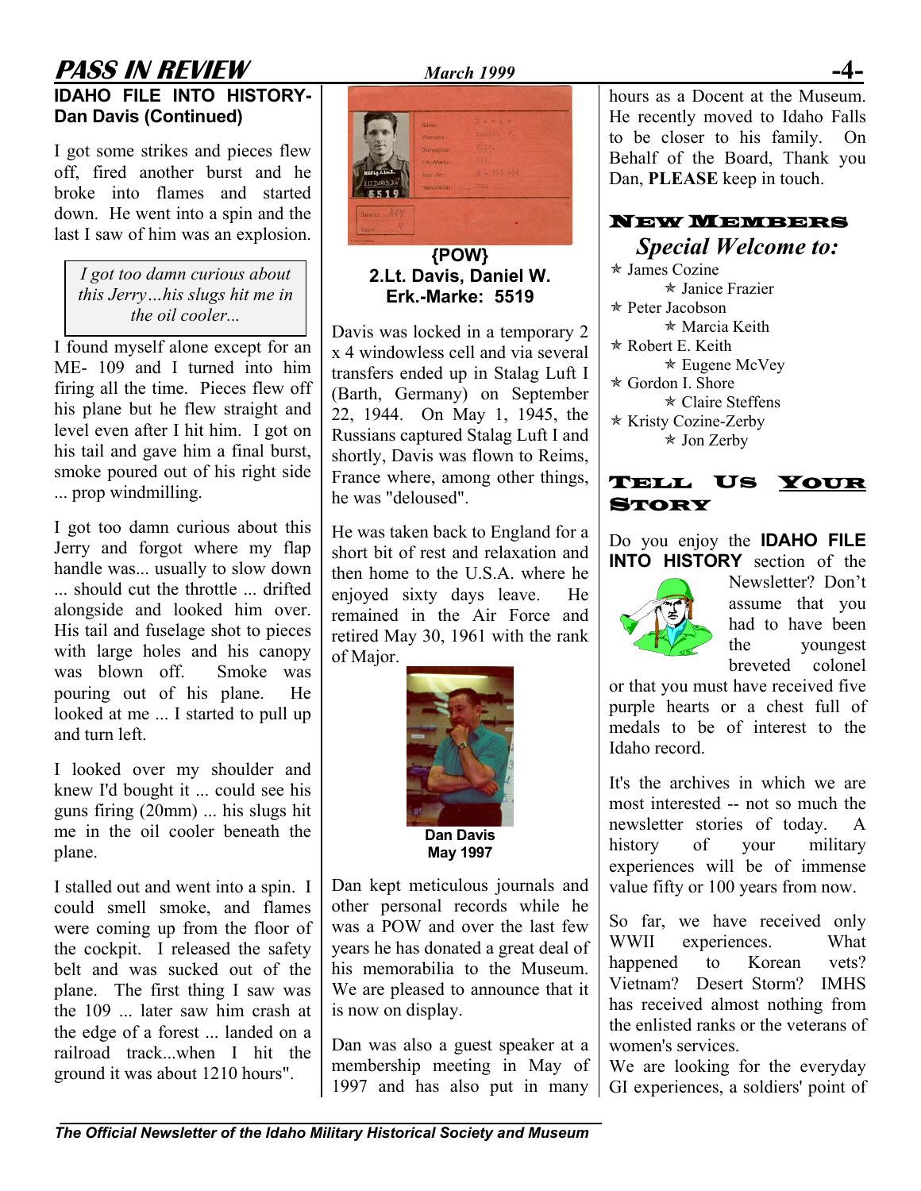## IDAHO FILE INTO HISTORY- Dan Davis (Continued)

I got some strikes and pieces flew off, fired another burst and he broke into flames and started down. He went into a spin and the last I saw of him was an explosion.

> *I got too damn curious about this Jerry…his slugs hit me in the oil cooler...*

I found myself alone except for an ME- 109 and I turned into him firing all the time. Pieces flew off his plane but he flew straight and level even after I hit him. I got on his tail and gave him a final burst, smoke poured out of his right side ... prop windmilling.

I got too damn curious about this Jerry and forgot where my flap handle was... usually to slow down ... should cut the throttle ... drifted alongside and looked him over. His tail and fuselage shot to pieces with large holes and his canopy was blown off. Smoke was pouring out of his plane. He looked at me ... I started to pull up and turn left.

I looked over my shoulder and knew I'd bought it ... could see his guns firing (20mm) ... his slugs hit me in the oil cooler beneath the plane.

I stalled out and went into a spin. I could smell smoke, and flames were coming up from the floor of the cockpit. I released the safety belt and was sucked out of the plane. The first thing I saw was the 109 ... later saw him crash at the edge of a forest ... landed on a railroad track...when I hit the ground it was about 1210 hours".

**{POW}**
**2.Lt. Davis, Daniel W.**
**Erk.-Marke: 5519**

Davis was locked in a temporary 2 x 4 windowless cell and via several transfers ended up in Stalag Luft I (Barth, Germany) on September 22, 1944. On May 1, 1945, the Russians captured Stalag Luft I and shortly, Davis was flown to Reims, France where, among other things, he was "deloused".

He was taken back to England for a short bit of rest and relaxation and then home to the U.S.A. where he enjoyed sixty days leave. He remained in the Air Force and retired May 30, 1961 with the rank of Major.

**Dan Davis**
**May 1997**

Dan kept meticulous journals and other personal records while he was a POW and over the last few years he has donated a great deal of his memorabilia to the Museum. We are pleased to announce that it is now on display.

Dan was also a guest speaker at a membership meeting in May of 1997 and has also put in many hours as a Docent at the Museum. He recently moved to Idaho Falls to be closer to his family. On Behalf of the Board, Thank you Dan, **PLEASE** keep in touch.

## NEW MEMBERS

### *Special Welcome to:*

- James Cozine
- Janice Frazier
- Peter Jacobson
- Marcia Keith
- Robert E. Keith
- Eugene McVey
- Gordon I. Shore
- Claire Steffens
- Kristy Cozine-Zerby
- Jon Zerby

## TELL US YOUR STORY

Do you enjoy the **IDAHO FILE INTO HISTORY** section of the Newsletter? Don't assume that you had to have been the youngest breveted colonel or that you must have received five purple hearts or a chest full of medals to be of interest to the Idaho record.

It's the archives in which we are most interested -- not so much the newsletter stories of today. A history of your military experiences will be of immense value fifty or 100 years from now.

So far, we have received only WWII experiences. What happened to Korean vets? Vietnam? Desert Storm? IMHS has received almost nothing from the enlisted ranks or the veterans of women's services.

We are looking for the everyday GI experiences, a soldiers' point of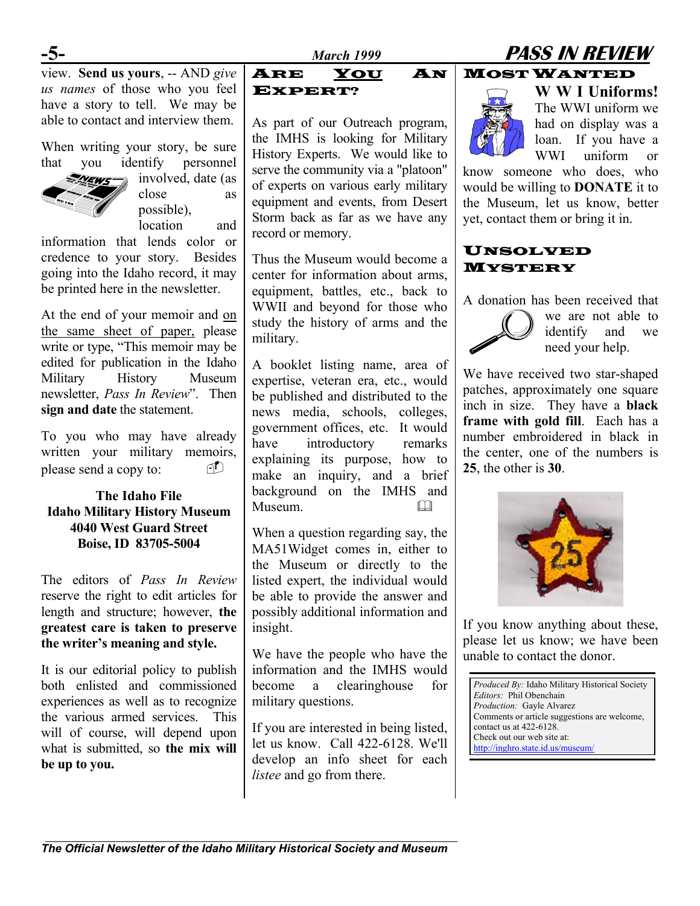view. **Send us yours**, -- AND *give us names* of those who you feel have a story to tell. We may be able to contact and interview them.

When writing your story, be sure that you identify personnel involved, date (as close as possible), location and information that lends color or credence to your story. Besides going into the Idaho record, it may be printed here in the newsletter.

At the end of your memoir and on the same sheet of paper, please write or type, "This memoir may be edited for publication in the Idaho Military History Museum newsletter, *Pass In Review*". Then **sign and date** the statement.

To you who may have already written your military memoirs, please send a copy to:

**The Idaho File**
**Idaho Military History Museum**
**4040 West Guard Street**
**Boise, ID 83705-5004**

The editors of *Pass In Review* reserve the right to edit articles for length and structure; however, **the greatest care is taken to preserve the writer's meaning and style.**

It is our editorial policy to publish both enlisted and commissioned experiences as well as to recognize the various armed services. This will of course, will depend upon what is submitted, so **the mix will be up to you.**

## Are You An Expert?

As part of our Outreach program, the IMHS is looking for Military History Experts. We would like to serve the community via a "platoon" of experts on various early military equipment and events, from Desert Storm back as far as we have any record or memory.

Thus the Museum would become a center for information about arms, equipment, battles, etc., back to WWII and beyond for those who study the history of arms and the military.

A booklet listing name, area of expertise, veteran era, etc., would be published and distributed to the news media, schools, colleges, government offices, etc. It would have introductory remarks explaining its purpose, how to make an inquiry, and a brief background on the IMHS and Museum.

When a question regarding say, the MA51Widget comes in, either to the Museum or directly to the listed expert, the individual would be able to provide the answer and possibly additional information and insight.

We have the people who have the information and the IMHS would become a clearinghouse for military questions.

If you are interested in being listed, let us know. Call 422-6128. We'll develop an info sheet for each *listee* and go from there.

## Most Wanted

**W W I Uniforms!**

The WWI uniform we had on display was a loan. If you have a WWI uniform or know someone who does, who would be willing to **DONATE** it to the Museum, let us know, better yet, contact them or bring it in.

## Unsolved Mystery

A donation has been received that we are not able to identify and we need your help.

We have received two star-shaped patches, approximately one square inch in size. They have a **black frame with gold fill**. Each has a number embroidered in black in the center, one of the numbers is **25**, the other is **30**.

If you know anything about these, please let us know; we have been unable to contact the donor.

*Produced By:* Idaho Military Historical Society
*Editors:* Phil Obenchain
*Production:* Gayle Alvarez
Comments or article suggestions are welcome, contact us at 422-6128.
Check out our web site at:
http://inghro.state.id.us/museum/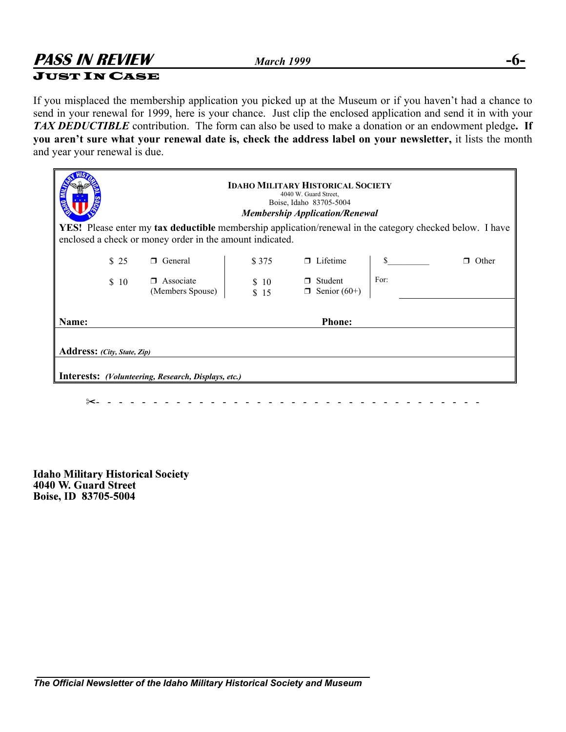## JUST IN CASE

If you misplaced the membership application you picked up at the Museum or if you haven't had a chance to send in your renewal for 1999, here is your chance. Just clip the enclosed application and send it in with your ***TAX DEDUCTIBLE*** contribution. The form can also be used to make a donation or an endowment pledge**. If you aren't sure what your renewal date is, check the address label on your newsletter,** it lists the month and year your renewal is due.

**IDAHO MILITARY HISTORICAL SOCIETY**
4040 W. Guard Street,
Boise, Idaho 83705-5004
***Membership Application/Renewal***

**YES!** Please enter my **tax deductible** membership application/renewal in the category checked below. I have enclosed a check or money order in the amount indicated.

| | | | | | |
|---|---|---|---|---|---|
| $ 25 | ❒ General | $ 375 | ❒ Lifetime | $_________ | ❒ Other |
| $ 10 | ❒ Associate (Members Spouse) | $ 10<br>$ 15 | ❒ Student<br>❒ Senior (60+) | For: | |

**Name:** **Phone:**

**Address:** ***(City, State, Zip)***

**Interests:** ***(Volunteering, Research, Displays, etc.)***

✂- - - - - - - - - - - - - - - - - - - - - - - - - - - - - - - - - - - -

**Idaho Military Historical Society**
**4040 W. Guard Street**
**Boise, ID 83705-5004**

***The Official Newsletter of the Idaho Military Historical Society and Museum***